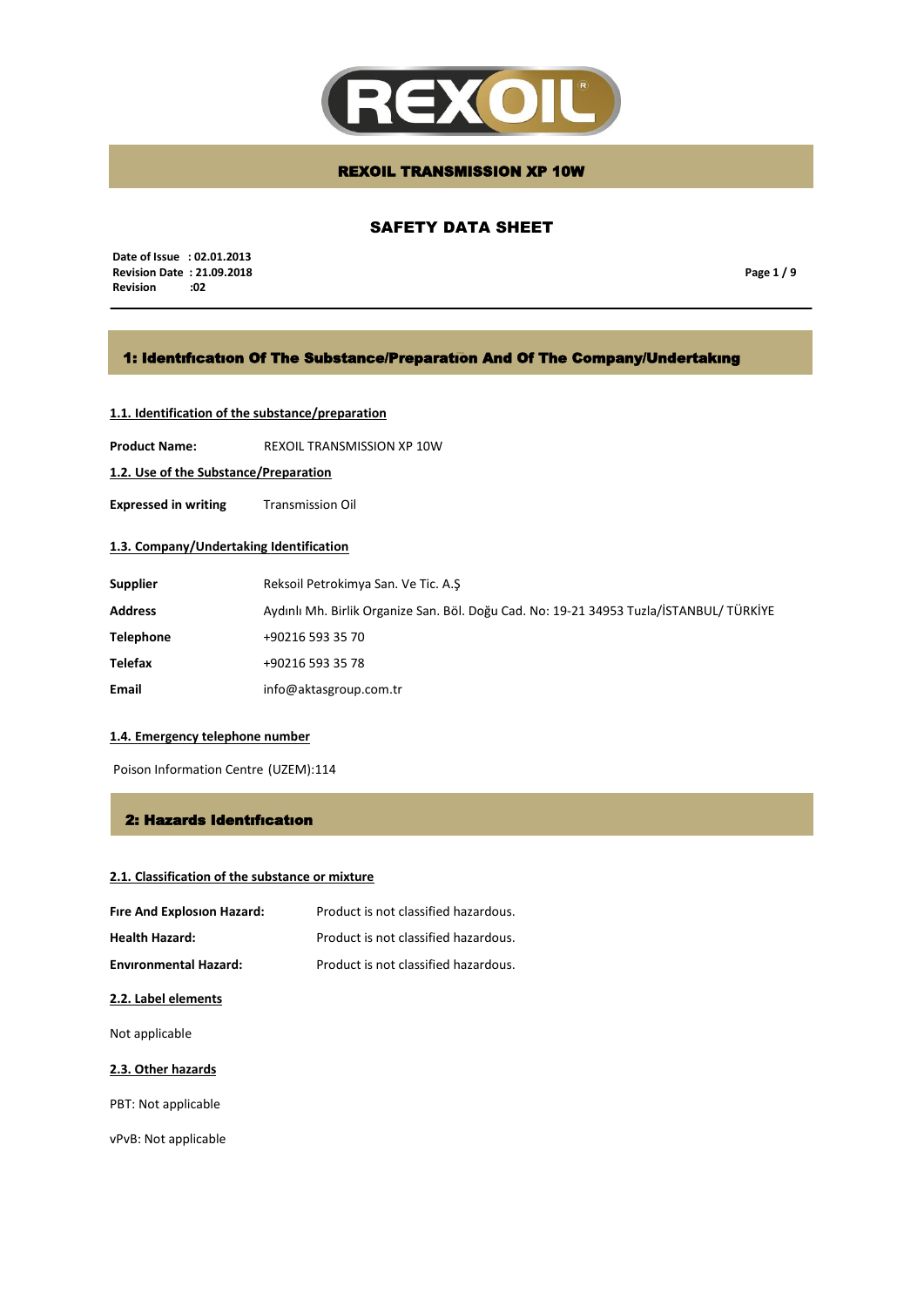# REXOIL TRANSMISSION XP 10W

## SAFETY DATA SHEET

**Date of Issue : 02.01.2013**
**Revision Date : 21.09.2018**
**Revision :02**

## 1: Identıfıcatıon Of The Substance/Preparatıon And Of The Company/Undertakıng

### 1.1. Identification of the substance/preparation

**Product Name:** REXOIL TRANSMISSION XP 10W

### 1.2. Use of the Substance/Preparation

**Expressed in writing** Transmission Oil

### 1.3. Company/Undertaking Identification

| | |
|---|---|
| **Supplier** | Reksoil Petrokimya San. Ve Tic. A.Ş |
| **Address** | Aydınlı Mh. Birlik Organize San. Böl. Doğu Cad. No: 19-21 34953 Tuzla/İSTANBUL/ TÜRKİYE |
| **Telephone** | +90216 593 35 70 |
| **Telefax** | +90216 593 35 78 |
| **Email** | info@aktasgroup.com.tr |

### 1.4. Emergency telephone number

Poison Information Centre (UZEM):114

## 2: Hazards Identıfıcatıon

### 2.1. Classification of the substance or mixture

| | |
|---|---|
| **Fıre And Explosıon Hazard:** | Product is not classified hazardous. |
| **Health Hazard:** | Product is not classified hazardous. |
| **Envıronmental Hazard:** | Product is not classified hazardous. |

### 2.2. Label elements

Not applicable

### 2.3. Other hazards

PBT: Not applicable

vPvB: Not applicable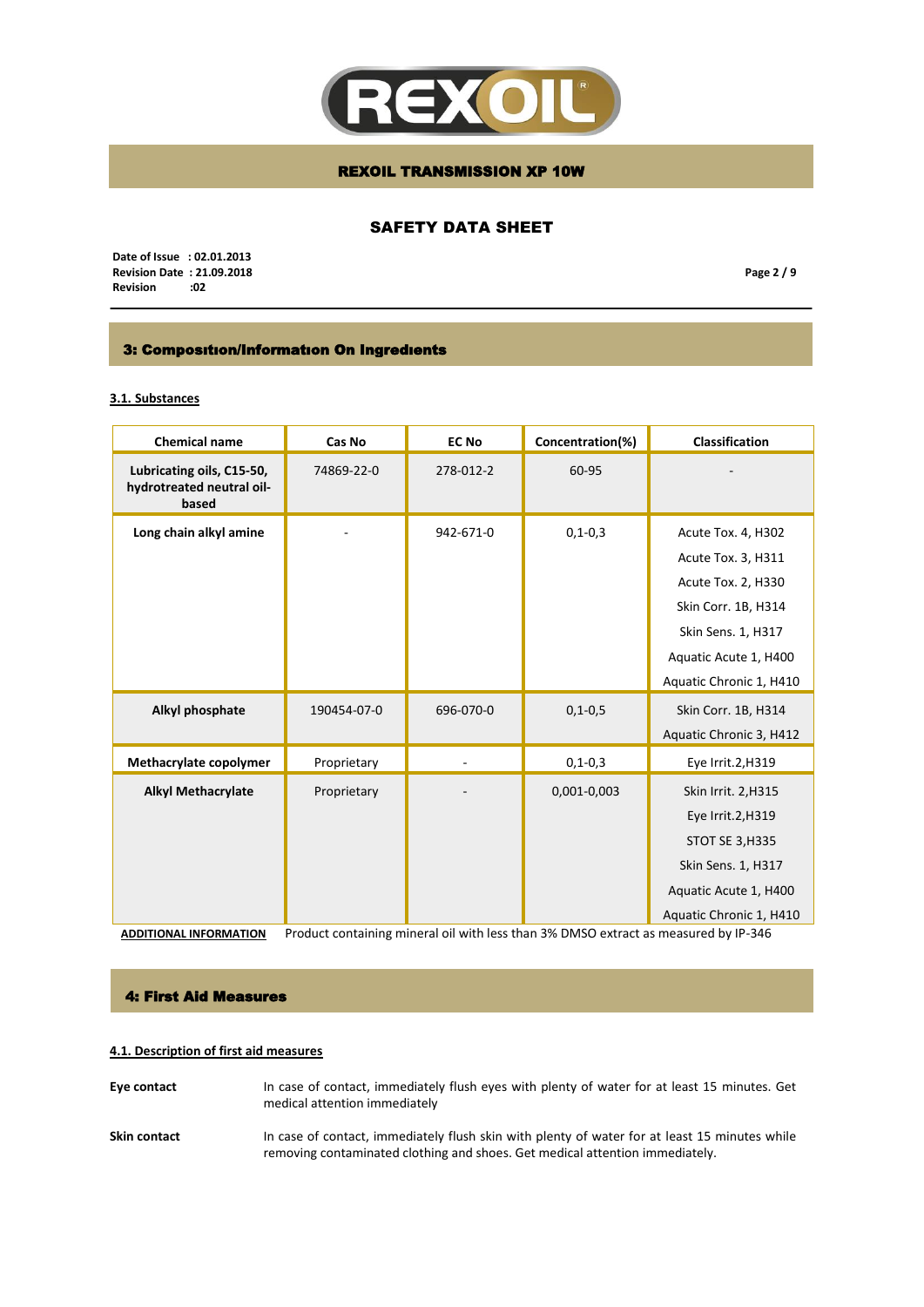## 3: Composition/Information On Ingredients

### 3.1. Substances

| Chemical name | Cas No | EC No | Concentration(%) | Classification |
|---|---|---|---|---|
| **Lubricating oils, C15-50, hydrotreated neutral oil-based** | 74869-22-0 | 278-012-2 | 60-95 | - |
| **Long chain alkyl amine** | - | 942-671-0 | 0,1-0,3 | Acute Tox. 4, H302<br>Acute Tox. 3, H311<br>Acute Tox. 2, H330<br>Skin Corr. 1B, H314<br>Skin Sens. 1, H317<br>Aquatic Acute 1, H400<br>Aquatic Chronic 1, H410 |
| **Alkyl phosphate** | 190454-07-0 | 696-070-0 | 0,1-0,5 | Skin Corr. 1B, H314<br>Aquatic Chronic 3, H412 |
| **Methacrylate copolymer** | Proprietary | - | 0,1-0,3 | Eye Irrit.2,H319 |
| **Alkyl Methacrylate** | Proprietary | - | 0,001-0,003 | Skin Irrit. 2,H315<br>Eye Irrit.2,H319<br>STOT SE 3,H335<br>Skin Sens. 1, H317<br>Aquatic Acute 1, H400<br>Aquatic Chronic 1, H410 |

**ADDITIONAL INFORMATION** Product containing mineral oil with less than 3% DMSO extract as measured by IP-346

## 4: First Aid Measures

### 4.1. Description of first aid measures

**Eye contact** In case of contact, immediately flush eyes with plenty of water for at least 15 minutes. Get medical attention immediately

**Skin contact** In case of contact, immediately flush skin with plenty of water for at least 15 minutes while removing contaminated clothing and shoes. Get medical attention immediately.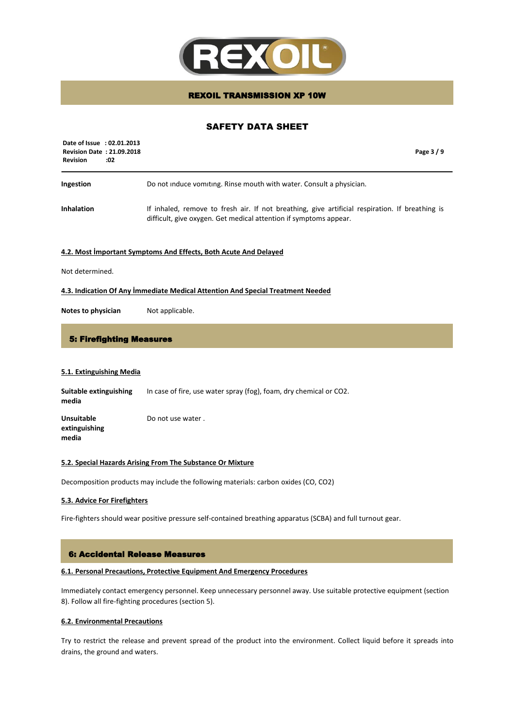| | |
|---|---|
| **Ingestion** | Do not ınduce vomıtıng. Rinse mouth with water. Consult a physician. |
| **Inhalation** | If inhaled, remove to fresh air. If not breathing, give artificial respiration. If breathing is difficult, give oxygen. Get medical attention if symptoms appear. |

**4.2. Most İmportant Symptoms And Effects, Both Acute And Delayed**

Not determined.

**4.3. Indication Of Any İmmediate Medical Attention And Special Treatment Needed**

| | |
|---|---|
| **Notes to physician** | Not applicable. |

## 5: Firefighting Measures

**5.1. Extinguishing Media**

| | |
|---|---|
| **Suitable extinguishing media** | In case of fire, use water spray (fog), foam, dry chemical or $CO_2$. |
| **Unsuitable extinguishing media** | Do not use water . |

**5.2. Special Hazards Arising From The Substance Or Mixture**

Decomposition products may include the following materials: carbon oxides (CO, $CO_2$)

**5.3. Advice For Firefighters**

Fire-fighters should wear positive pressure self-contained breathing apparatus (SCBA) and full turnout gear.

## 6: Accidental Release Measures

**6.1. Personal Precautions, Protective Equipment And Emergency Procedures**

Immediately contact emergency personnel. Keep unnecessary personnel away. Use suitable protective equipment (section 8). Follow all fire-fighting procedures (section 5).

**6.2. Environmental Precautions**

Try to restrict the release and prevent spread of the product into the environment. Collect liquid before it spreads into drains, the ground and waters.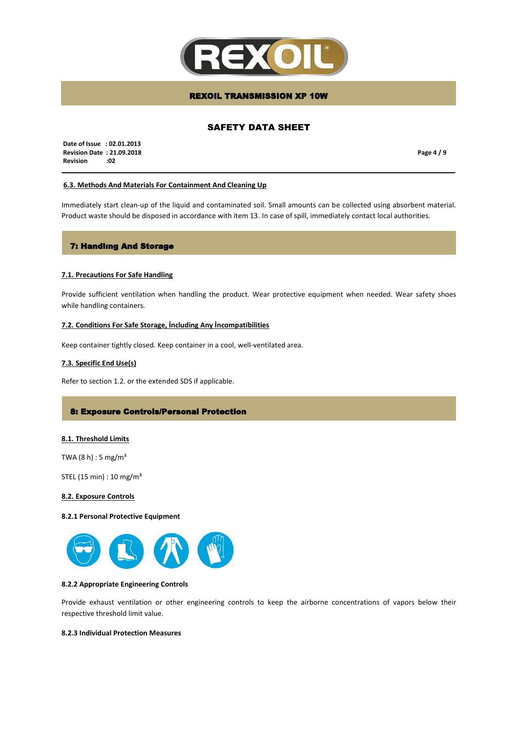### 6.3. Methods And Materials For Containment And Cleaning Up

Immediately start clean-up of the liquid and contaminated soil. Small amounts can be collected using absorbent material. Product waste should be disposed in accordance with item 13. In case of spill, immediately contact local authorities.

## 7: Handlıng And Storage

### 7.1. Precautions For Safe Handling

Provide sufficient ventilation when handling the product. Wear protective equipment when needed. Wear safety shoes while handling containers.

### 7.2. Conditions For Safe Storage, İncluding Any İncompatibilities

Keep container tightly closed. Keep container in a cool, well-ventilated area.

### 7.3. Specific End Use(s)

Refer to section 1.2. or the extended SDS if applicable.

## 8: Exposure Controls/Personal Protection

### 8.1. Threshold Limits

TWA (8 h) : 5 mg/m³

STEL (15 min) : 10 mg/m³

### 8.2. Exposure Controls

**8.2.1 Personal Protective Equipment**

**8.2.2 Appropriate Engineering Controls**

Provide exhaust ventilation or other engineering controls to keep the airborne concentrations of vapors below their respective threshold limit value.

**8.2.3 Individual Protection Measures**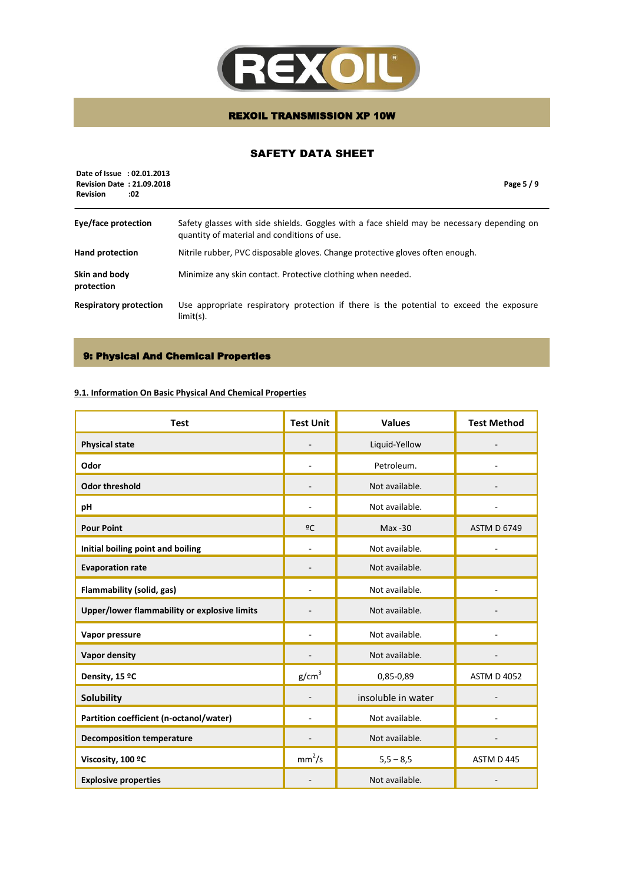| | |
|---|---|
| **Eye/face protection** | Safety glasses with side shields. Goggles with a face shield may be necessary depending on quantity of material and conditions of use. |
| **Hand protection** | Nitrile rubber, PVC disposable gloves. Change protective gloves often enough. |
| **Skin and body protection** | Minimize any skin contact. Protective clothing when needed. |
| **Respiratory protection** | Use appropriate respiratory protection if there is the potential to exceed the exposure limit(s). |

## 9: Physical And Chemical Properties

### 9.1. Information On Basic Physical And Chemical Properties

| Test | Test Unit | Values | Test Method |
|---|---|---|---|
| **Physical state** | - | Liquid-Yellow | - |
| **Odor** | - | Petroleum. | - |
| **Odor threshold** | - | Not available. | - |
| **pH** | - | Not available. | - |
| **Pour Point** | ºC | Max -30 | ASTM D 6749 |
| **Initial boiling point and boiling** | - | Not available. | - |
| **Evaporation rate** | - | Not available. | |
| **Flammability (solid, gas)** | - | Not available. | - |
| **Upper/lower flammability or explosive limits** | - | Not available. | - |
| **Vapor pressure** | - | Not available. | - |
| **Vapor density** | - | Not available. | - |
| **Density, 15 ºC** | $g/cm^3$ | 0,85-0,89 | ASTM D 4052 |
| **Solubility** | - | insoluble in water | - |
| **Partition coefficient (n-octanol/water)** | - | Not available. | - |
| **Decomposition temperature** | - | Not available. | - |
| **Viscosity, 100 ºC** | $mm^2/s$ | 5,5 – 8,5 | ASTM D 445 |
| **Explosive properties** | - | Not available. | - |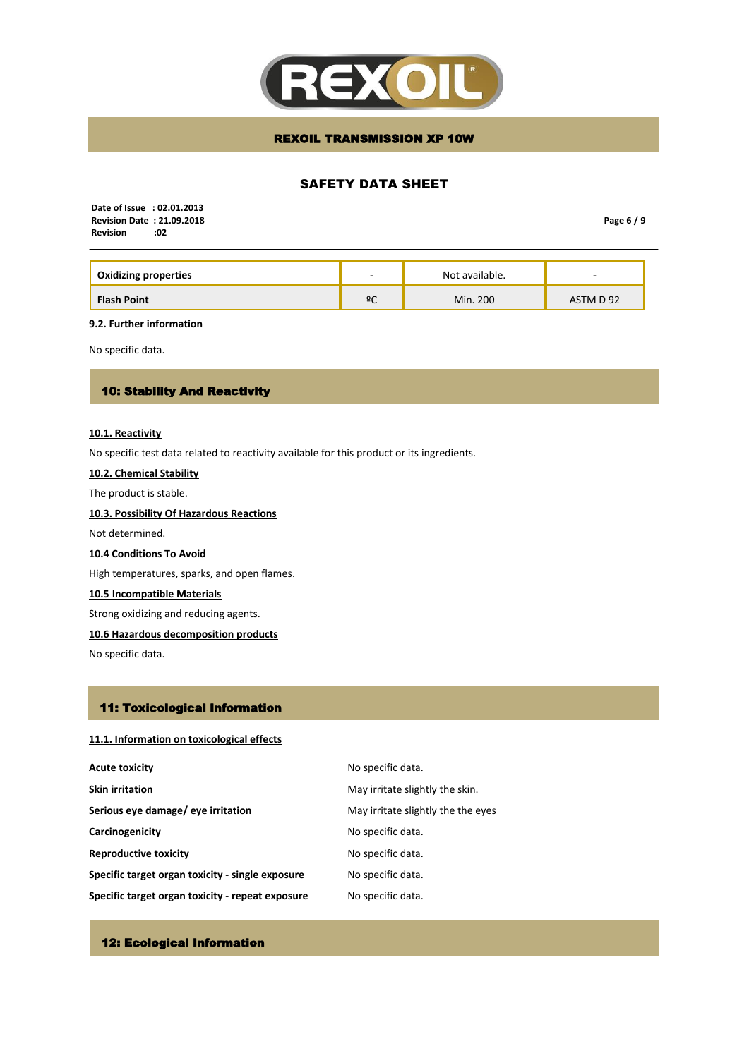| Oxidizing properties | - | Not available. | - |
|---|---|---|---|
| Flash Point | ºC | Min. 200 | ASTM D 92 |

**9.2. Further information**

No specific data.

## 10: Stability And Reactivity

**10.1. Reactivity**

No specific test data related to reactivity available for this product or its ingredients.

**10.2. Chemical Stability**

The product is stable.

**10.3. Possibility Of Hazardous Reactions**

Not determined.

**10.4 Conditions To Avoid**

High temperatures, sparks, and open flames.

**10.5 Incompatible Materials**

Strong oxidizing and reducing agents.

**10.6 Hazardous decomposition products**

No specific data.

## 11: Toxicological Information

**11.1. Information on toxicological effects**

| | |
|---|---|
| **Acute toxicity** | No specific data. |
| **Skin irritation** | May irritate slightly the skin. |
| **Serious eye damage/ eye irritation** | May irritate slightly the the eyes |
| **Carcinogenicity** | No specific data. |
| **Reproductive toxicity** | No specific data. |
| **Specific target organ toxicity - single exposure** | No specific data. |
| **Specific target organ toxicity - repeat exposure** | No specific data. |

## 12: Ecological Information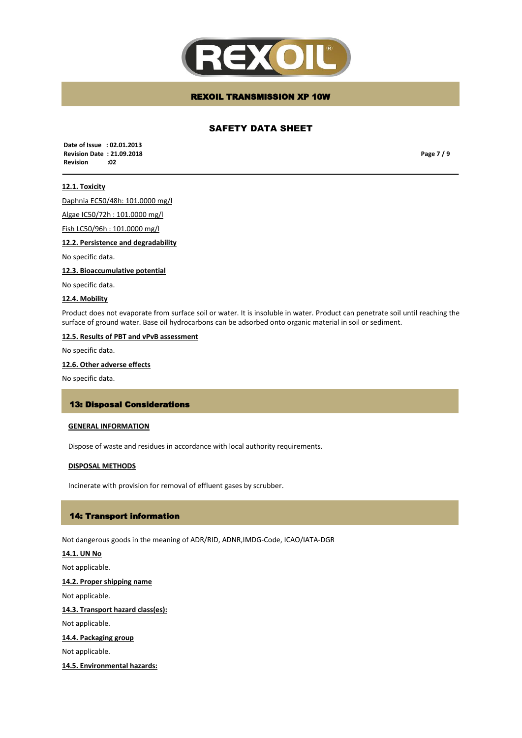### 12.1. Toxicity

Daphnia EC50/48h: 101.0000 mg/l

Algae IC50/72h : 101.0000 mg/l

Fish LC50/96h : 101.0000 mg/l

### 12.2. Persistence and degradability

No specific data.

### 12.3. Bioaccumulative potential

No specific data.

### 12.4. Mobility

Product does not evaporate from surface soil or water. It is insoluble in water. Product can penetrate soil until reaching the surface of ground water. Base oil hydrocarbons can be adsorbed onto organic material in soil or sediment.

### 12.5. Results of PBT and vPvB assessment

No specific data.

### 12.6. Other adverse effects

No specific data.

## 13: Disposal Considerations

### GENERAL INFORMATION

Dispose of waste and residues in accordance with local authority requirements.

### DISPOSAL METHODS

Incinerate with provision for removal of effluent gases by scrubber.

## 14: Transport information

Not dangerous goods in the meaning of ADR/RID, ADNR,IMDG-Code, ICAO/IATA-DGR

### 14.1. UN No

Not applicable.

### 14.2. Proper shipping name

Not applicable.

### 14.3. Transport hazard class(es):

Not applicable.

### 14.4. Packaging group

Not applicable.

### 14.5. Environmental hazards: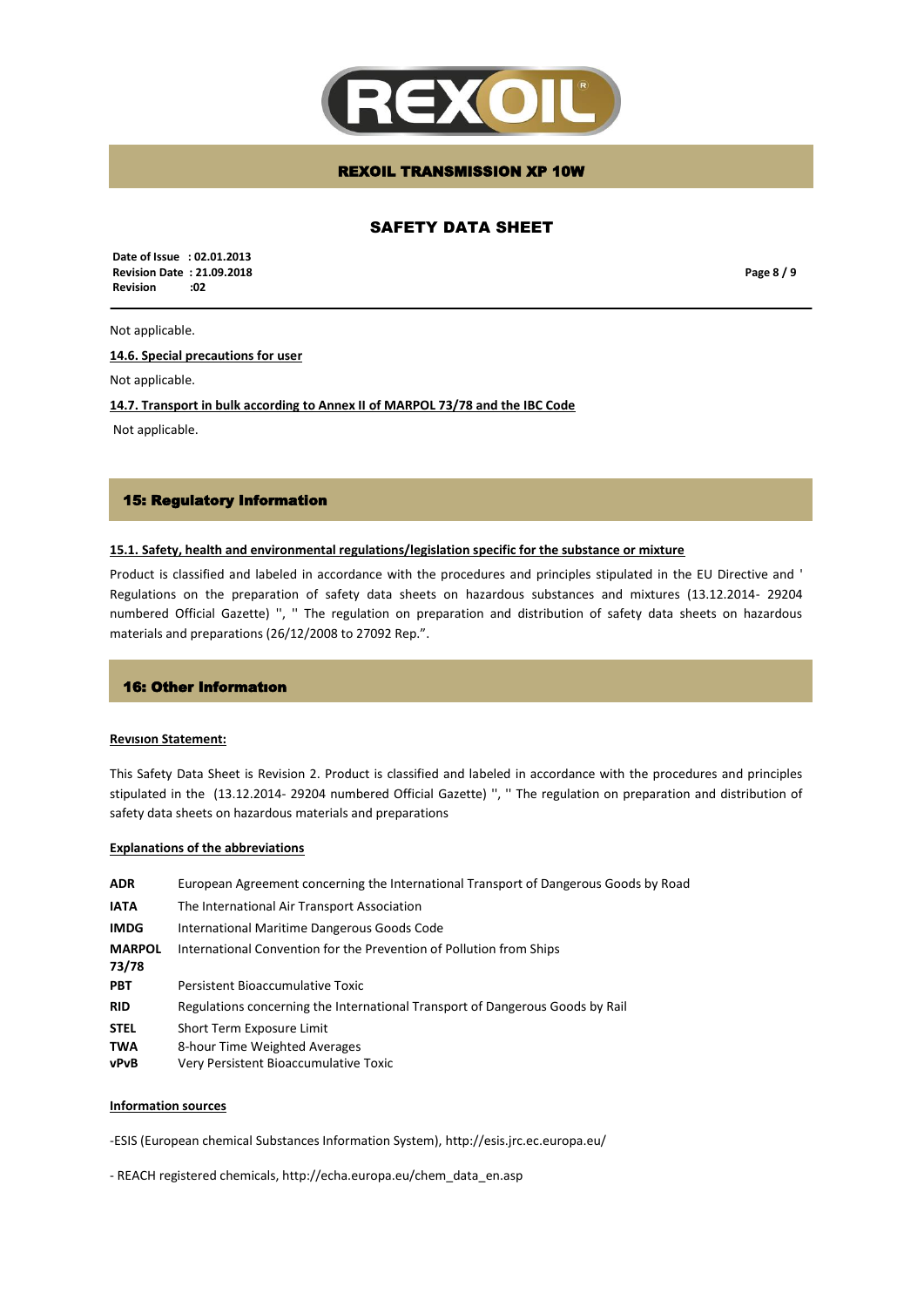Not applicable.

**14.6. Special precautions for user**

Not applicable.

**14.7. Transport in bulk according to Annex II of MARPOL 73/78 and the IBC Code**

Not applicable.

## 15: Regulatory Information

**15.1. Safety, health and environmental regulations/legislation specific for the substance or mixture**

Product is classified and labeled in accordance with the procedures and principles stipulated in the EU Directive and ' Regulations on the preparation of safety data sheets on hazardous substances and mixtures (13.12.2014- 29204 numbered Official Gazette) '', '' The regulation on preparation and distribution of safety data sheets on hazardous materials and preparations (26/12/2008 to 27092 Rep.".

## 16: Other Informatıon

**Revısıon Statement:**

This Safety Data Sheet is Revision 2. Product is classified and labeled in accordance with the procedures and principles stipulated in the (13.12.2014- 29204 numbered Official Gazette) '', '' The regulation on preparation and distribution of safety data sheets on hazardous materials and preparations

**Explanations of the abbreviations**

| | |
|---|---|
| **ADR** | European Agreement concerning the International Transport of Dangerous Goods by Road |
| **IATA** | The International Air Transport Association |
| **IMDG** | International Maritime Dangerous Goods Code |
| **MARPOL 73/78** | International Convention for the Prevention of Pollution from Ships |
| **PBT** | Persistent Bioaccumulative Toxic |
| **RID** | Regulations concerning the International Transport of Dangerous Goods by Rail |
| **STEL** | Short Term Exposure Limit |
| **TWA** | 8-hour Time Weighted Averages |
| **vPvB** | Very Persistent Bioaccumulative Toxic |

**Information sources**

-ESIS (European chemical Substances Information System), http://esis.jrc.ec.europa.eu/

- REACH registered chemicals, http://echa.europa.eu/chem_data_en.asp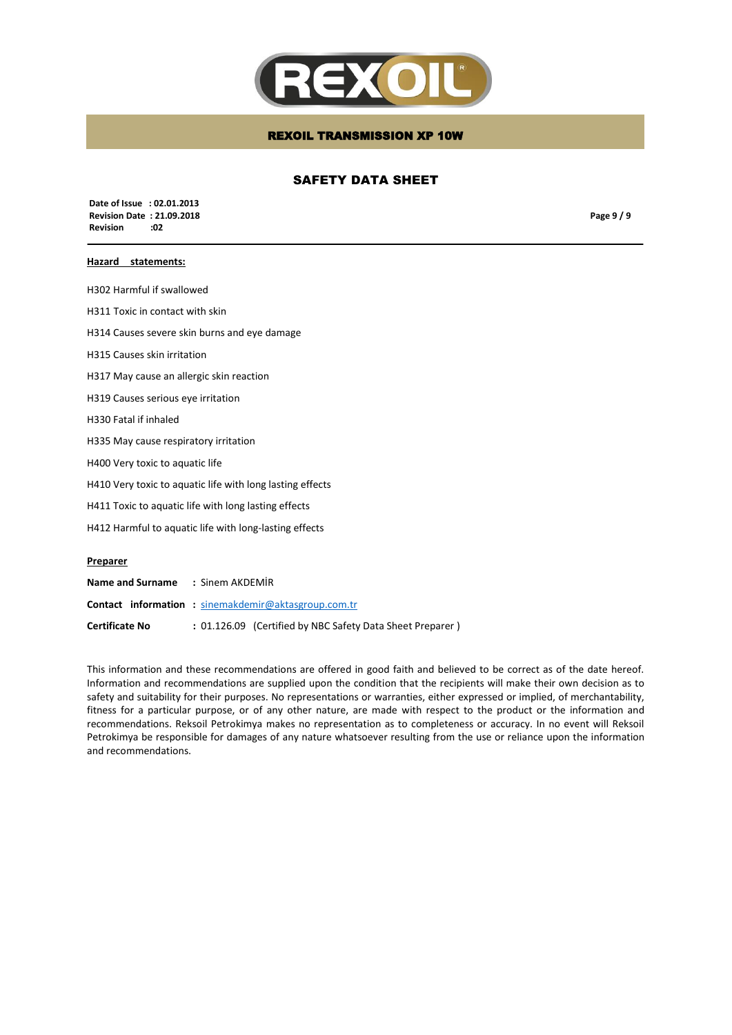**Hazard statements:**

H302 Harmful if swallowed

H311 Toxic in contact with skin

H314 Causes severe skin burns and eye damage

H315 Causes skin irritation

H317 May cause an allergic skin reaction

H319 Causes serious eye irritation

H330 Fatal if inhaled

H335 May cause respiratory irritation

H400 Very toxic to aquatic life

H410 Very toxic to aquatic life with long lasting effects

H411 Toxic to aquatic life with long lasting effects

H412 Harmful to aquatic life with long-lasting effects

**Preparer**

**Name and Surname** : Sinem AKDEMİR

**Contact information** : sinemakdemir@aktasgroup.com.tr

**Certificate No** : 01.126.09 (Certified by NBC Safety Data Sheet Preparer )

This information and these recommendations are offered in good faith and believed to be correct as of the date hereof. Information and recommendations are supplied upon the condition that the recipients will make their own decision as to safety and suitability for their purposes. No representations or warranties, either expressed or implied, of merchantability, fitness for a particular purpose, or of any other nature, are made with respect to the product or the information and recommendations. Reksoil Petrokimya makes no representation as to completeness or accuracy. In no event will Reksoil Petrokimya be responsible for damages of any nature whatsoever resulting from the use or reliance upon the information and recommendations.